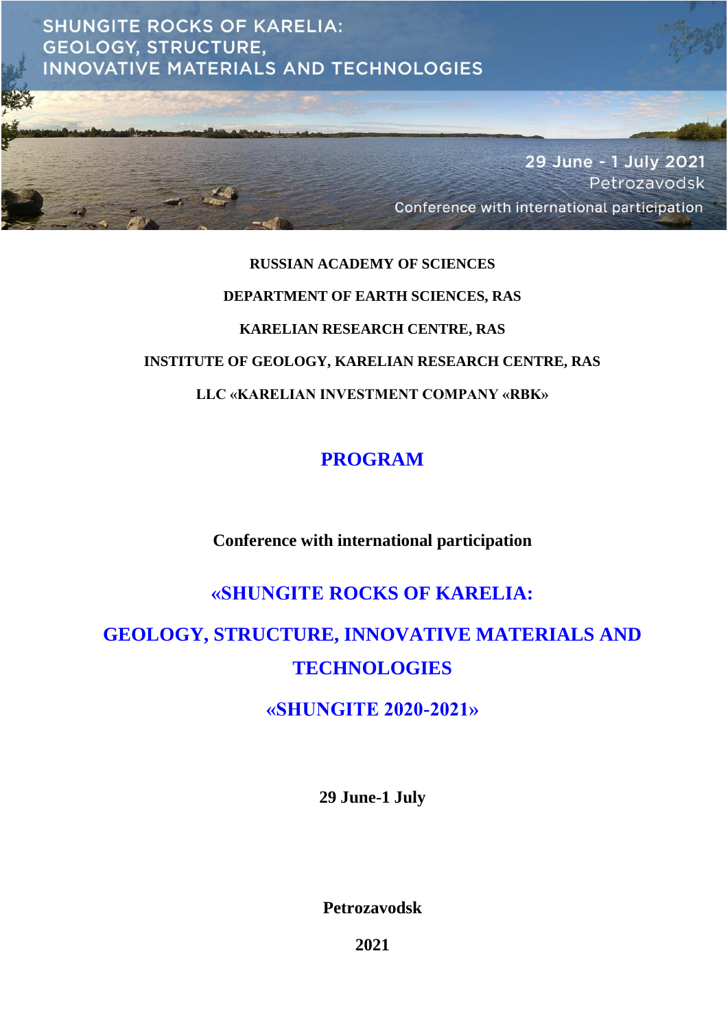SHUNGITE ROCKS OF KARELIA:
GEOLOGY, STRUCTURE,
INNOVATIVE MATERIALS AND TECHNOLOGIES

29 June - 1 July 2021
Petrozavodsk
Conference with international participation

**RUSSIAN ACADEMY OF SCIENCES**

**DEPARTMENT OF EARTH SCIENCES, RAS**

**KARELIAN RESEARCH CENTRE, RAS**

**INSTITUTE OF GEOLOGY, KARELIAN RESEARCH CENTRE, RAS**

**LLC «KARELIAN INVESTMENT COMPANY «RBK»**

# PROGRAM

**Conference with international participation**

## «SHUNGITE ROCKS OF KARELIA:

## GEOLOGY, STRUCTURE, INNOVATIVE MATERIALS AND TECHNOLOGIES

## «SHUNGITE 2020-2021»

**29 June-1 July**

**Petrozavodsk**

**2021**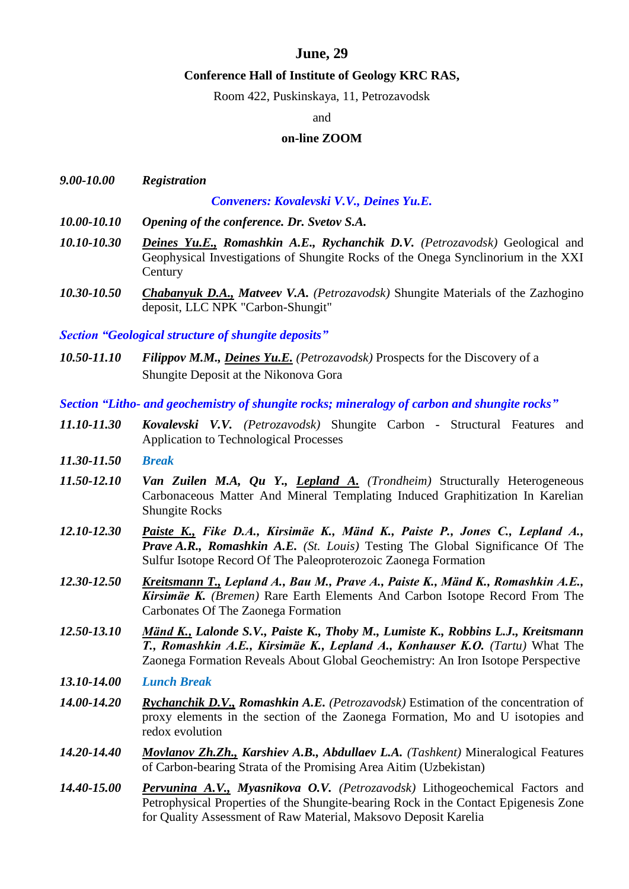## June, 29

**Conference Hall of Institute of Geology KRC RAS,**

Room 422, Puskinskaya, 11, Petrozavodsk

and

**on-line ZOOM**

***9.00-10.00*** ***Registration***

***Conveners: Kovalevski V.V., Deines Yu.E.***

***10.00-10.10*** ***Opening of the conference. Dr. Svetov S.A.***

***10.10-10.30*** ***<u>Deines Yu.E.,</u> Romashkin A.E., Rychanchik D.V.*** *(Petrozavodsk)* Geological and Geophysical Investigations of Shungite Rocks of the Onega Synclinorium in the XXI Century

***10.30-10.50*** ***<u>Chabanyuk D.A.,</u> Matveev V.A.*** *(Petrozavodsk)* Shungite Materials of the Zazhogino deposit, LLC NPK "Carbon-Shungit"

***Section "Geological structure of shungite deposits"***

***10.50-11.10*** ***Filippov M.M., <u>Deines Yu.E.</u>*** *(Petrozavodsk)* Prospects for the Discovery of a Shungite Deposit at the Nikonova Gora

***Section "Litho- and geochemistry of shungite rocks; mineralogy of carbon and shungite rocks"***

***11.10-11.30*** ***Kovalevski V.V.*** *(Petrozavodsk)* Shungite Carbon - Structural Features and Application to Technological Processes

***11.30-11.50*** ***Break***

***11.50-12.10*** ***Van Zuilen M.A, Qu Y., <u>Lepland A.</u>*** *(Trondheim)* Structurally Heterogeneous Carbonaceous Matter And Mineral Templating Induced Graphitization In Karelian Shungite Rocks

***12.10-12.30*** ***<u>Paiste K.,</u> Fike D.A., Kirsimäe K., Mänd K., Paiste P., Jones C., Lepland A., Prave A.R., Romashkin A.E.*** *(St. Louis)* Testing The Global Significance Of The Sulfur Isotope Record Of The Paleoproterozoic Zaonega Formation

***12.30-12.50*** ***<u>Kreitsmann T.,</u> Lepland A., Bau M., Prave A., Paiste K., Mänd K., Romashkin A.E., Kirsimäe K.*** *(Bremen)* Rare Earth Elements And Carbon Isotope Record From The Carbonates Of The Zaonega Formation

***12.50-13.10*** ***<u>Mänd K.,</u> Lalonde S.V., Paiste K., Thoby M., Lumiste K., Robbins L.J., Kreitsmann T., Romashkin A.E., Kirsimäe K., Lepland A., Konhauser K.O.*** *(Tartu)* What The Zaonega Formation Reveals About Global Geochemistry: An Iron Isotope Perspective

***13.10-14.00*** ***Lunch Break***

***14.00-14.20*** ***<u>Rychanchik D.V.,</u> Romashkin A.E.*** *(Petrozavodsk)* Estimation of the concentration of proxy elements in the section of the Zaonega Formation, Mo and U isotopies and redox evolution

***14.20-14.40*** ***<u>Movlanov Zh.Zh.,</u> Karshiev A.B., Abdullaev L.A.*** *(Tashkent)* Mineralogical Features of Carbon-bearing Strata of the Promising Area Aitim (Uzbekistan)

***14.40-15.00*** ***<u>Pervunina A.V.,</u> Myasnikova O.V.*** *(Petrozavodsk)* Lithogeochemical Factors and Petrophysical Properties of the Shungite-bearing Rock in the Contact Epigenesis Zone for Quality Assessment of Raw Material, Maksovo Deposit Karelia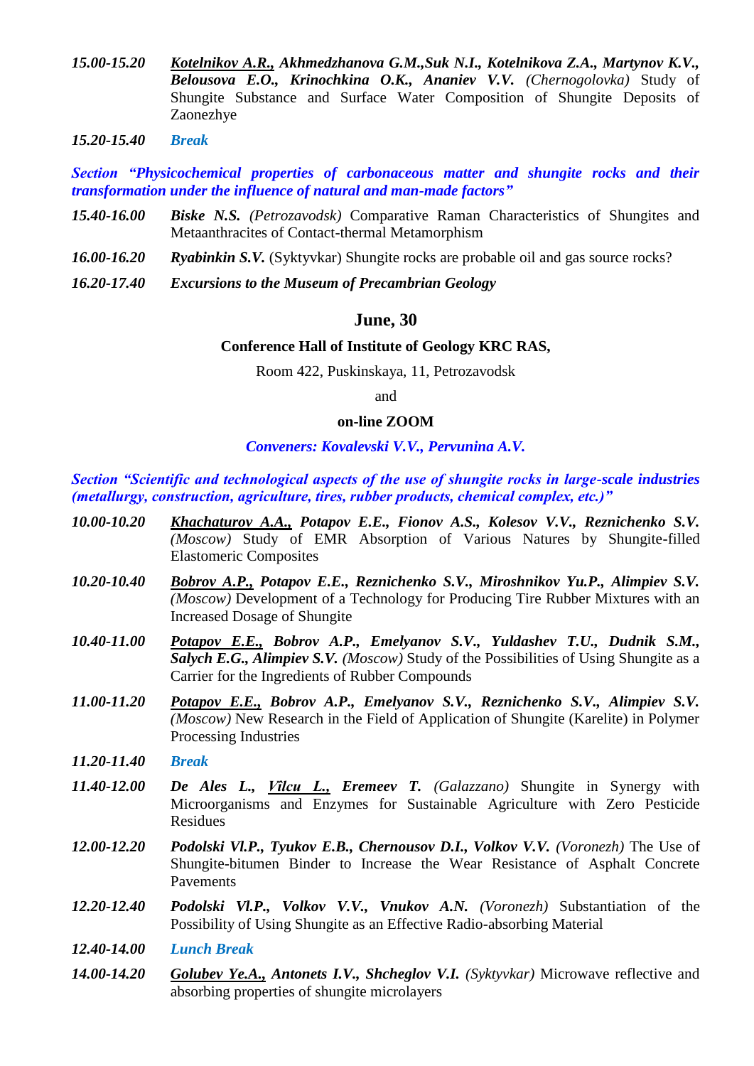***15.00-15.20*** ***<u>Kotelnikov A.R.,</u> Akhmedzhanova G.M.,Suk N.I., Kotelnikova Z.A., Martynov K.V., Belousova E.O., Krinochkina O.K., Ananiev V.V.*** *(Chernogolovka)* Study of Shungite Substance and Surface Water Composition of Shungite Deposits of Zaonezhye

***15.20-15.40*** ***Break***

***Section "Physicochemical properties of carbonaceous matter and shungite rocks and their transformation under the influence of natural and man-made factors"***

***15.40-16.00*** ***Biske N.S.*** *(Petrozavodsk)* Comparative Raman Characteristics of Shungites and Metaanthracites of Contact-thermal Metamorphism

***16.00-16.20*** ***Ryabinkin S.V.*** (Syktyvkar) Shungite rocks are probable oil and gas source rocks?

***16.20-17.40*** ***Excursions to the Museum of Precambrian Geology***

## June, 30

**Conference Hall of Institute of Geology KRC RAS,**

Room 422, Puskinskaya, 11, Petrozavodsk

and

**on-line ZOOM**

***Conveners: Kovalevski V.V., Pervunina A.V.***

***Section "Scientific and technological aspects of the use of shungite rocks in large-scale industries (metallurgy, construction, agriculture, tires, rubber products, chemical complex, etc.)"***

***10.00-10.20*** ***<u>Khachaturov A.A.,</u> Potapov E.E., Fionov A.S., Kolesov V.V., Reznichenko S.V.*** *(Moscow)* Study of EMR Absorption of Various Natures by Shungite-filled Elastomeric Composites

***10.20-10.40*** ***<u>Bobrov A.P.,</u> Potapov E.E., Reznichenko S.V., Miroshnikov Yu.P., Alimpiev S.V.*** *(Moscow)* Development of a Technology for Producing Tire Rubber Mixtures with an Increased Dosage of Shungite

***10.40-11.00*** ***<u>Potapov E.E.,</u> Bobrov A.P., Emelyanov S.V., Yuldashev T.U., Dudnik S.M., Salych E.G., Alimpiev S.V.*** *(Moscow)* Study of the Possibilities of Using Shungite as a Carrier for the Ingredients of Rubber Compounds

***11.00-11.20*** ***<u>Potapov E.E.,</u> Bobrov A.P., Emelyanov S.V., Reznichenko S.V., Alimpiev S.V.*** *(Moscow)* New Research in the Field of Application of Shungite (Karelite) in Polymer Processing Industries

***11.20-11.40*** ***Break***

***11.40-12.00*** ***De Ales L., <u>Vîlcu L.,</u> Eremeev T.*** *(Galazzano)* Shungite in Synergy with Microorganisms and Enzymes for Sustainable Agriculture with Zero Pesticide Residues

***12.00-12.20*** ***Podolski Vl.P., Tyukov E.B., Chernousov D.I., Volkov V.V.*** *(Voronezh)* The Use of Shungite-bitumen Binder to Increase the Wear Resistance of Asphalt Concrete Pavements

***12.20-12.40*** ***Podolski Vl.P., Volkov V.V., Vnukov A.N.*** *(Voronezh)* Substantiation of the Possibility of Using Shungite as an Effective Radio-absorbing Material

***12.40-14.00*** ***Lunch Break***

***14.00-14.20*** ***<u>Golubev Ye.A.,</u> Antonets I.V., Shcheglov V.I.*** *(Syktyvkar)* Microwave reflective and absorbing properties of shungite microlayers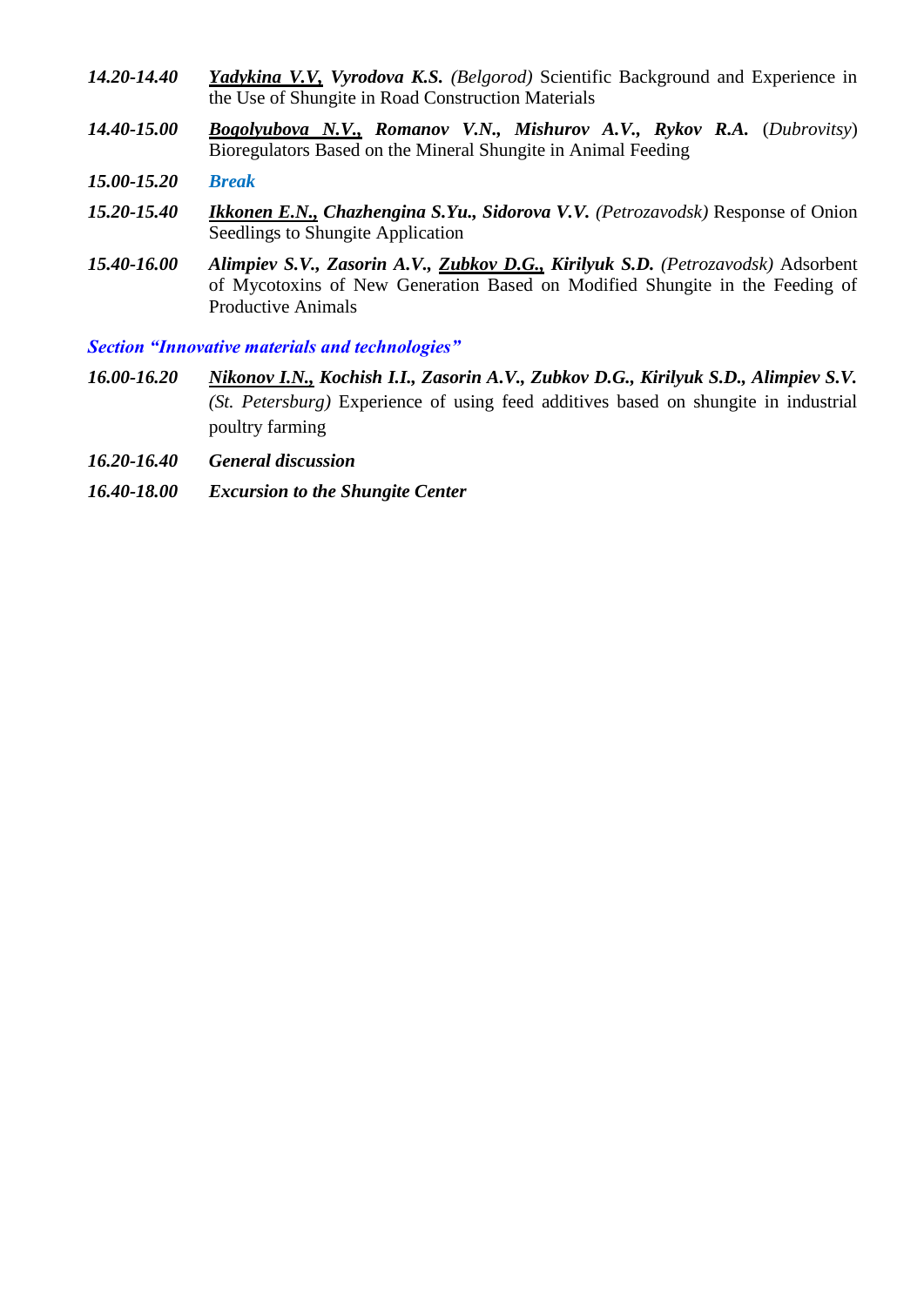***14.20-14.40*** ***Yadykina V.V,*** ***Vyrodova K.S.*** *(Belgorod)* Scientific Background and Experience in the Use of Shungite in Road Construction Materials

***14.40-15.00*** ***Bogolyubova N.V.,*** ***Romanov V.N., Mishurov A.V., Rykov R.A.*** (*Dubrovitsy*) Bioregulators Based on the Mineral Shungite in Animal Feeding

***15.00-15.20*** ***Break***

***15.20-15.40*** ***Ikkonen E.N.,*** ***Chazhengina S.Yu., Sidorova V.V.*** *(Petrozavodsk)* Response of Onion Seedlings to Shungite Application

***15.40-16.00*** ***Alimpiev S.V., Zasorin A.V.,*** ***Zubkov D.G.,*** ***Kirilyuk S.D.*** *(Petrozavodsk)* Adsorbent of Mycotoxins of New Generation Based on Modified Shungite in the Feeding of Productive Animals

***Section "Innovative materials and technologies"***

***16.00-16.20*** ***Nikonov I.N.,*** ***Kochish I.I., Zasorin A.V., Zubkov D.G., Kirilyuk S.D., Alimpiev S.V.*** *(St. Petersburg)* Experience of using feed additives based on shungite in industrial poultry farming

***16.20-16.40*** ***General discussion***

***16.40-18.00*** ***Excursion to the Shungite Center***